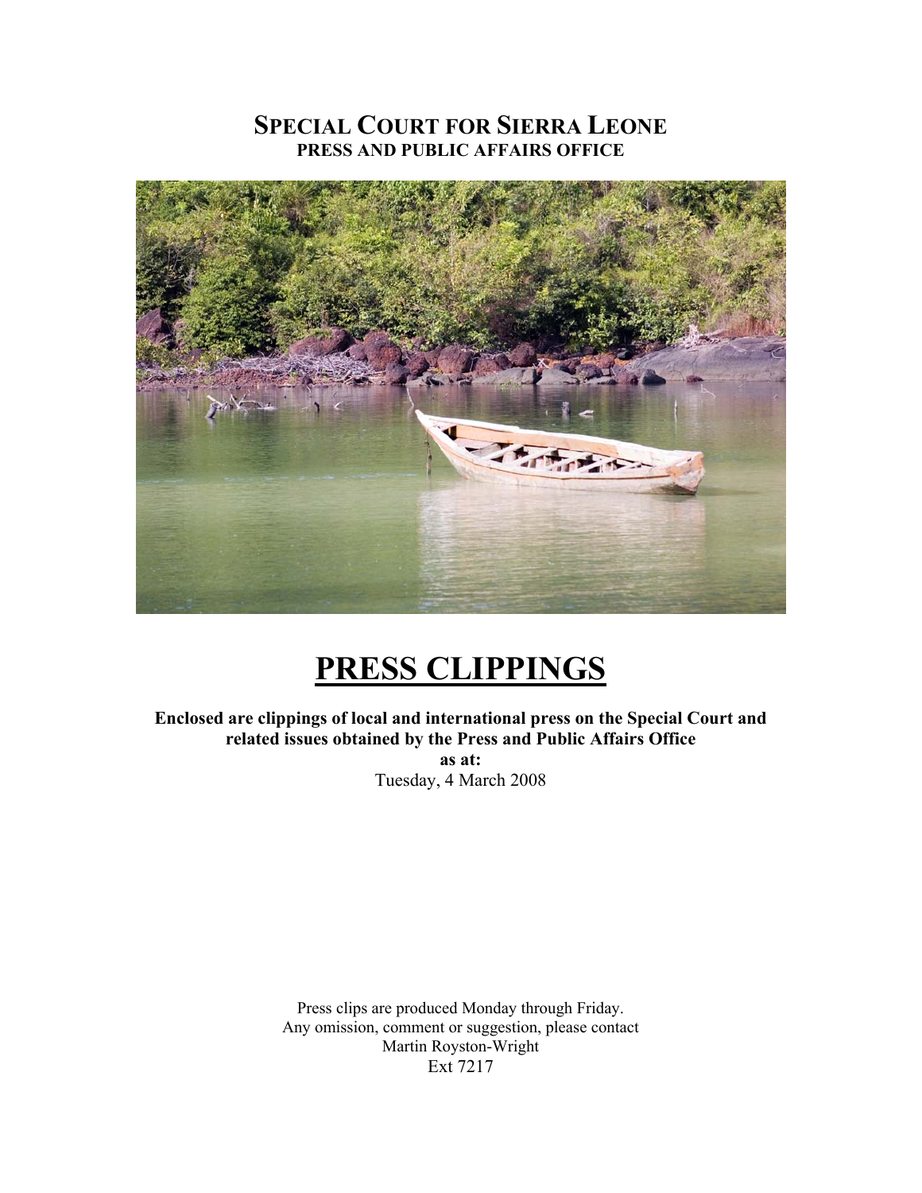# SPECIAL COURT FOR SIERRA LEONE

**PRESS AND PUBLIC AFFAIRS OFFICE**

# PRESS CLIPPINGS

**Enclosed are clippings of local and international press on the Special Court and related issues obtained by the Press and Public Affairs Office**

**as at:**

Tuesday, 4 March 2008

Press clips are produced Monday through Friday.
Any omission, comment or suggestion, please contact
Martin Royston-Wright
Ext 7217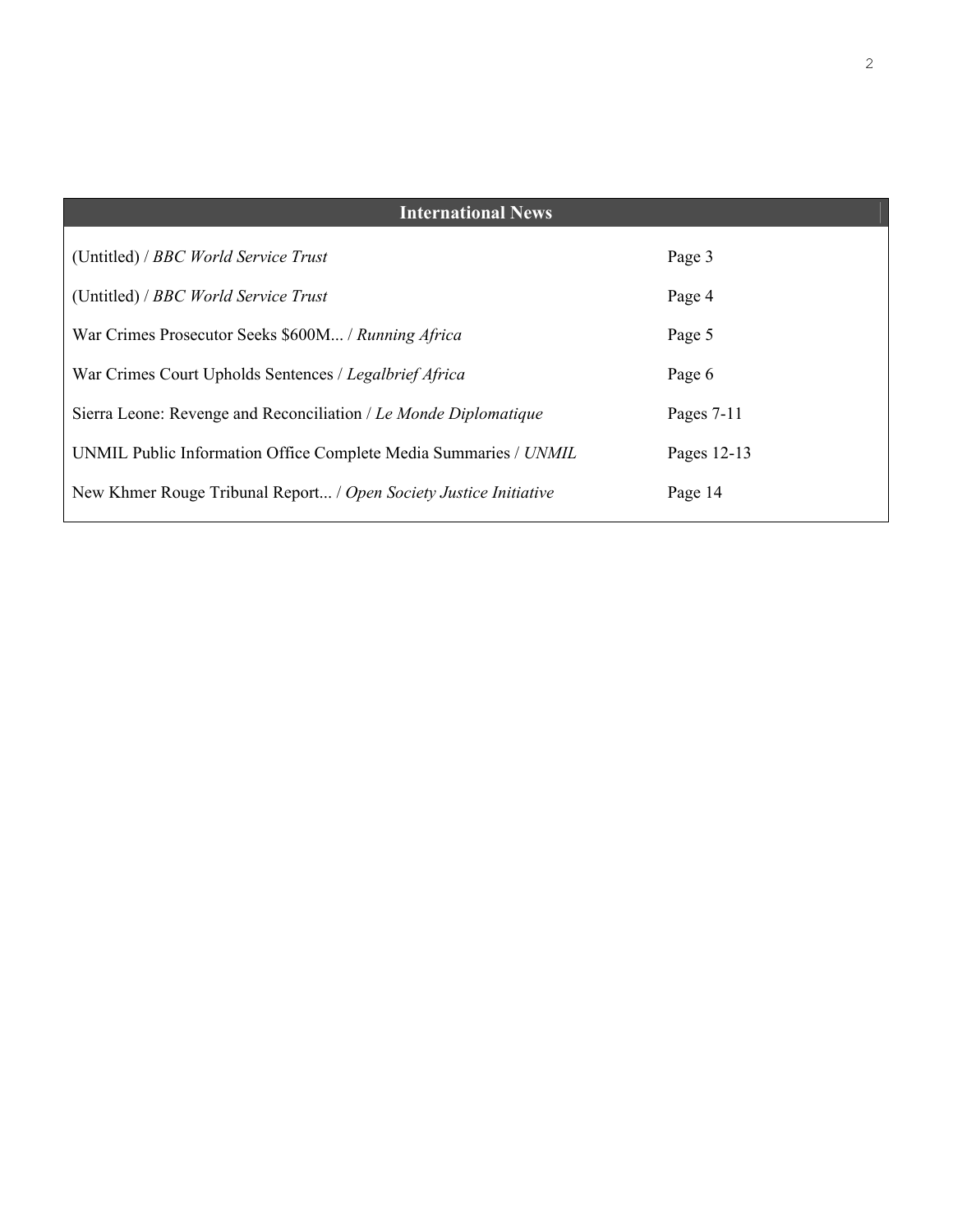| International News | |
|---|---|
| (Untitled) / *BBC World Service Trust* | Page 3 |
| (Untitled) / *BBC World Service Trust* | Page 4 |
| War Crimes Prosecutor Seeks $600M... / *Running Africa* | Page 5 |
| War Crimes Court Upholds Sentences / *Legalbrief Africa* | Page 6 |
| Sierra Leone: Revenge and Reconciliation / *Le Monde Diplomatique* | Pages 7-11 |
| UNMIL Public Information Office Complete Media Summaries / *UNMIL* | Pages 12-13 |
| New Khmer Rouge Tribunal Report... / *Open Society Justice Initiative* | Page 14 |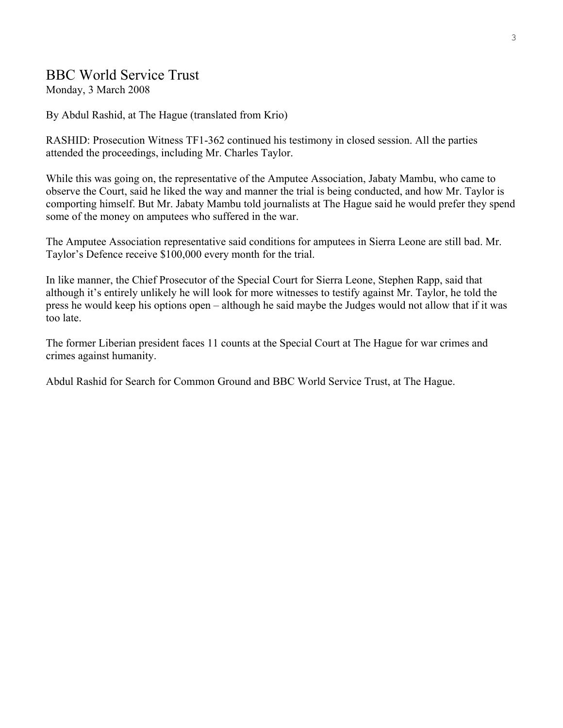## BBC World Service Trust

Monday, 3 March 2008

By Abdul Rashid, at The Hague (translated from Krio)

RASHID: Prosecution Witness TF1-362 continued his testimony in closed session. All the parties attended the proceedings, including Mr. Charles Taylor.

While this was going on, the representative of the Amputee Association, Jabaty Mambu, who came to observe the Court, said he liked the way and manner the trial is being conducted, and how Mr. Taylor is comporting himself. But Mr. Jabaty Mambu told journalists at The Hague said he would prefer they spend some of the money on amputees who suffered in the war.

The Amputee Association representative said conditions for amputees in Sierra Leone are still bad. Mr. Taylor's Defence receive $100,000 every month for the trial.

In like manner, the Chief Prosecutor of the Special Court for Sierra Leone, Stephen Rapp, said that although it's entirely unlikely he will look for more witnesses to testify against Mr. Taylor, he told the press he would keep his options open – although he said maybe the Judges would not allow that if it was too late.

The former Liberian president faces 11 counts at the Special Court at The Hague for war crimes and crimes against humanity.

Abdul Rashid for Search for Common Ground and BBC World Service Trust, at The Hague.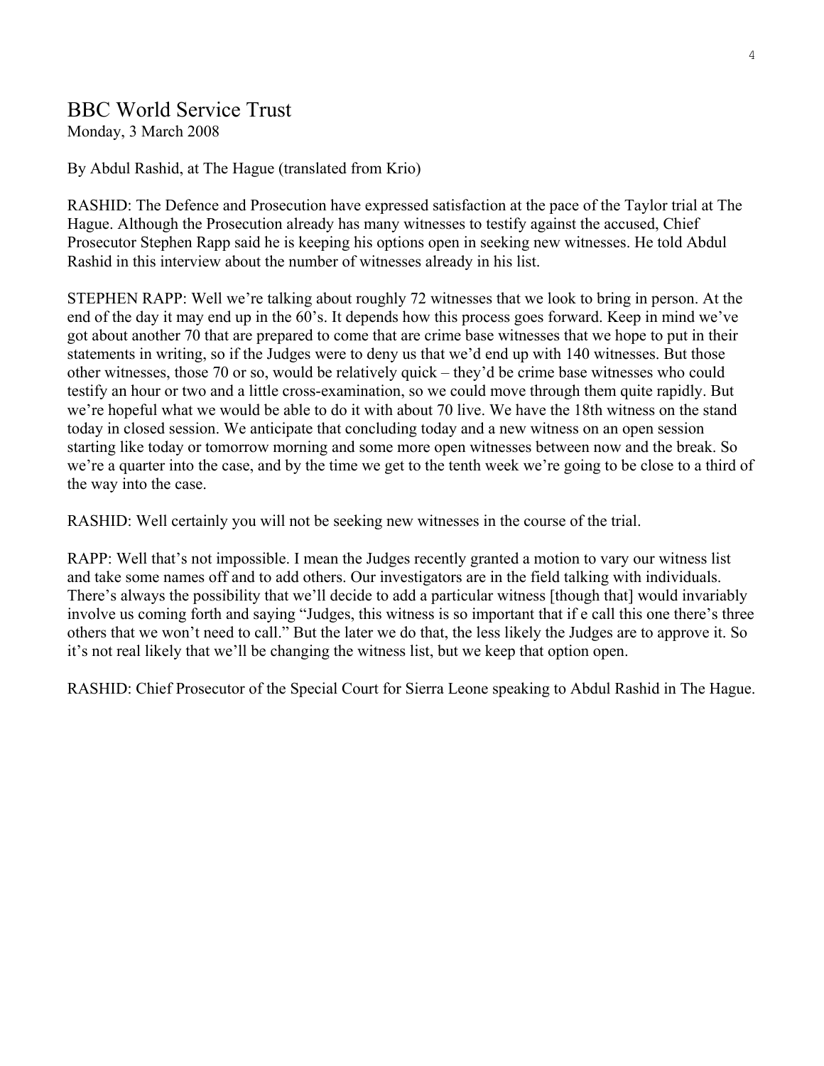# BBC World Service Trust

Monday, 3 March 2008

By Abdul Rashid, at The Hague (translated from Krio)

RASHID: The Defence and Prosecution have expressed satisfaction at the pace of the Taylor trial at The Hague. Although the Prosecution already has many witnesses to testify against the accused, Chief Prosecutor Stephen Rapp said he is keeping his options open in seeking new witnesses. He told Abdul Rashid in this interview about the number of witnesses already in his list.

STEPHEN RAPP: Well we're talking about roughly 72 witnesses that we look to bring in person. At the end of the day it may end up in the 60's. It depends how this process goes forward. Keep in mind we've got about another 70 that are prepared to come that are crime base witnesses that we hope to put in their statements in writing, so if the Judges were to deny us that we'd end up with 140 witnesses. But those other witnesses, those 70 or so, would be relatively quick – they'd be crime base witnesses who could testify an hour or two and a little cross-examination, so we could move through them quite rapidly. But we're hopeful what we would be able to do it with about 70 live. We have the 18th witness on the stand today in closed session. We anticipate that concluding today and a new witness on an open session starting like today or tomorrow morning and some more open witnesses between now and the break. So we're a quarter into the case, and by the time we get to the tenth week we're going to be close to a third of the way into the case.

RASHID: Well certainly you will not be seeking new witnesses in the course of the trial.

RAPP: Well that's not impossible. I mean the Judges recently granted a motion to vary our witness list and take some names off and to add others. Our investigators are in the field talking with individuals. There's always the possibility that we'll decide to add a particular witness [though that] would invariably involve us coming forth and saying "Judges, this witness is so important that if e call this one there's three others that we won't need to call." But the later we do that, the less likely the Judges are to approve it. So it's not real likely that we'll be changing the witness list, but we keep that option open.

RASHID: Chief Prosecutor of the Special Court for Sierra Leone speaking to Abdul Rashid in The Hague.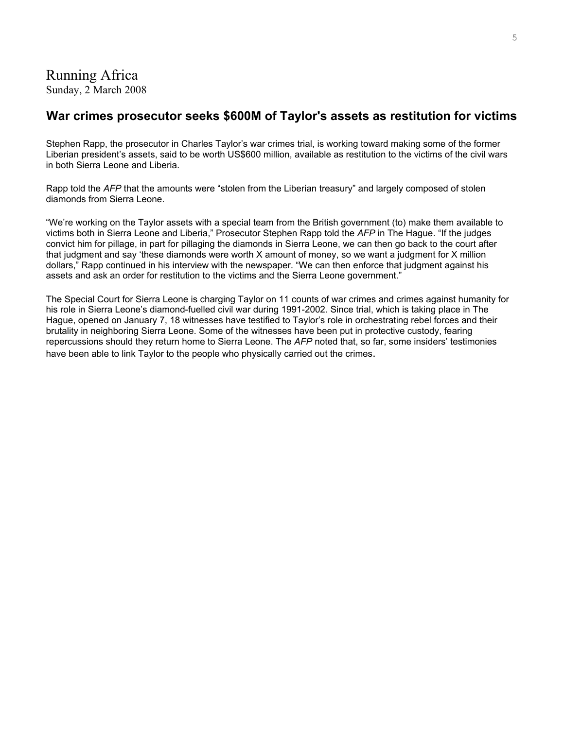# Running Africa

Sunday, 2 March 2008

## War crimes prosecutor seeks $600M of Taylor's assets as restitution for victims

Stephen Rapp, the prosecutor in Charles Taylor's war crimes trial, is working toward making some of the former Liberian president's assets, said to be worth US$600 million, available as restitution to the victims of the civil wars in both Sierra Leone and Liberia.

Rapp told the *AFP* that the amounts were "stolen from the Liberian treasury" and largely composed of stolen diamonds from Sierra Leone.

"We're working on the Taylor assets with a special team from the British government (to) make them available to victims both in Sierra Leone and Liberia," Prosecutor Stephen Rapp told the *AFP* in The Hague. "If the judges convict him for pillage, in part for pillaging the diamonds in Sierra Leone, we can then go back to the court after that judgment and say 'these diamonds were worth X amount of money, so we want a judgment for X million dollars," Rapp continued in his interview with the newspaper. "We can then enforce that judgment against his assets and ask an order for restitution to the victims and the Sierra Leone government."

The Special Court for Sierra Leone is charging Taylor on 11 counts of war crimes and crimes against humanity for his role in Sierra Leone's diamond-fuelled civil war during 1991-2002. Since trial, which is taking place in The Hague, opened on January 7, 18 witnesses have testified to Taylor's role in orchestrating rebel forces and their brutality in neighboring Sierra Leone. Some of the witnesses have been put in protective custody, fearing repercussions should they return home to Sierra Leone. The *AFP* noted that, so far, some insiders' testimonies have been able to link Taylor to the people who physically carried out the crimes.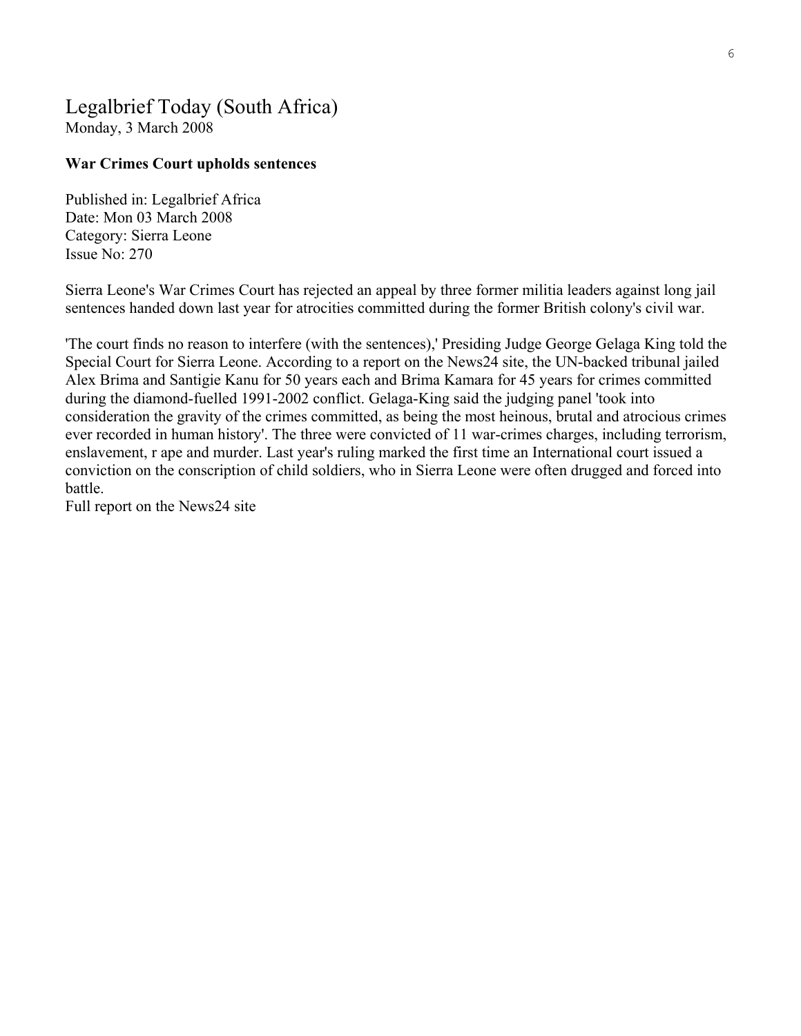# Legalbrief Today (South Africa)

Monday, 3 March 2008

**War Crimes Court upholds sentences**

Published in: Legalbrief Africa
Date: Mon 03 March 2008
Category: Sierra Leone
Issue No: 270

Sierra Leone's War Crimes Court has rejected an appeal by three former militia leaders against long jail sentences handed down last year for atrocities committed during the former British colony's civil war.

'The court finds no reason to interfere (with the sentences),' Presiding Judge George Gelaga King told the Special Court for Sierra Leone. According to a report on the News24 site, the UN-backed tribunal jailed Alex Brima and Santigie Kanu for 50 years each and Brima Kamara for 45 years for crimes committed during the diamond-fuelled 1991-2002 conflict. Gelaga-King said the judging panel 'took into consideration the gravity of the crimes committed, as being the most heinous, brutal and atrocious crimes ever recorded in human history'. The three were convicted of 11 war-crimes charges, including terrorism, enslavement, r ape and murder. Last year's ruling marked the first time an International court issued a conviction on the conscription of child soldiers, who in Sierra Leone were often drugged and forced into battle.
Full report on the News24 site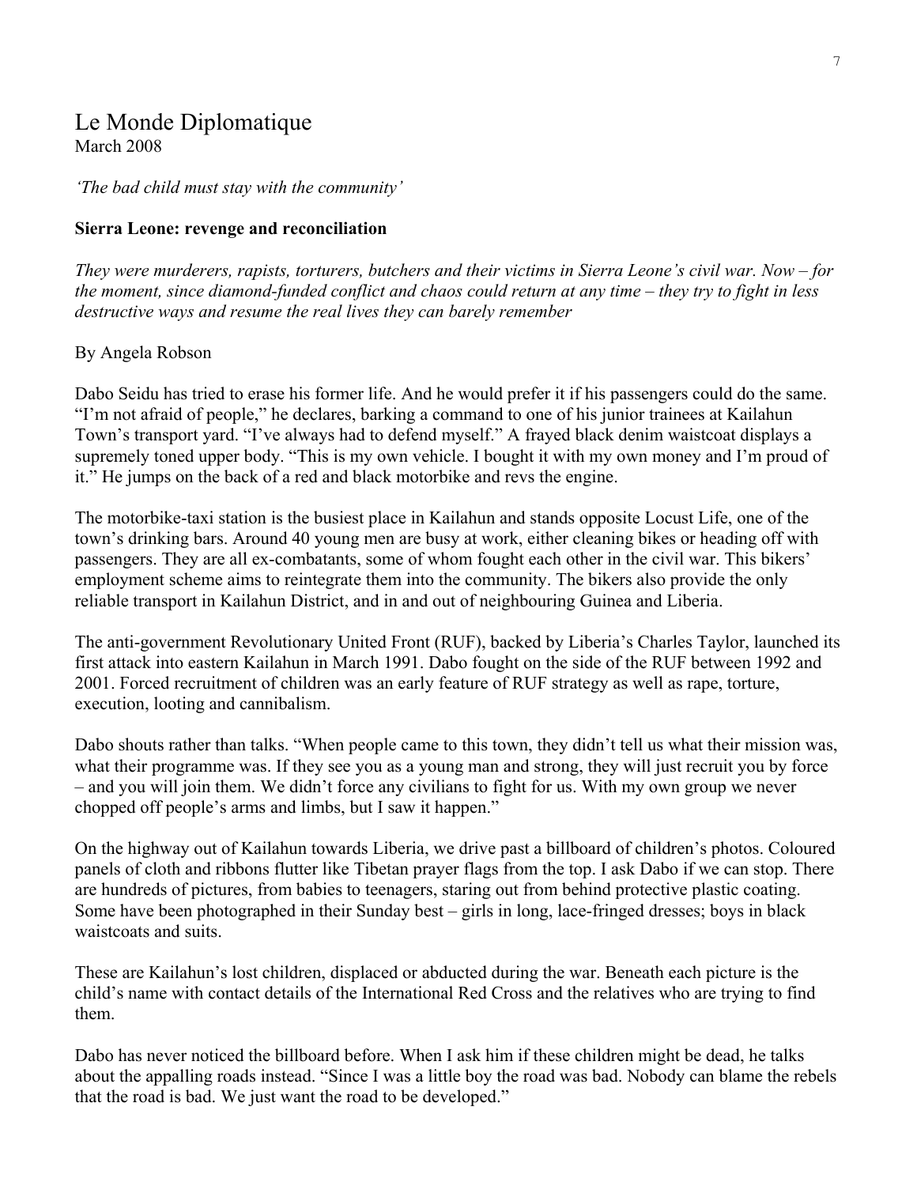# Le Monde Diplomatique

March 2008

*'The bad child must stay with the community'*

**Sierra Leone: revenge and reconciliation**

*They were murderers, rapists, torturers, butchers and their victims in Sierra Leone's civil war. Now – for the moment, since diamond-funded conflict and chaos could return at any time – they try to fight in less destructive ways and resume the real lives they can barely remember*

By Angela Robson

Dabo Seidu has tried to erase his former life. And he would prefer it if his passengers could do the same. "I'm not afraid of people," he declares, barking a command to one of his junior trainees at Kailahun Town's transport yard. "I've always had to defend myself." A frayed black denim waistcoat displays a supremely toned upper body. "This is my own vehicle. I bought it with my own money and I'm proud of it." He jumps on the back of a red and black motorbike and revs the engine.

The motorbike-taxi station is the busiest place in Kailahun and stands opposite Locust Life, one of the town's drinking bars. Around 40 young men are busy at work, either cleaning bikes or heading off with passengers. They are all ex-combatants, some of whom fought each other in the civil war. This bikers' employment scheme aims to reintegrate them into the community. The bikers also provide the only reliable transport in Kailahun District, and in and out of neighbouring Guinea and Liberia.

The anti-government Revolutionary United Front (RUF), backed by Liberia's Charles Taylor, launched its first attack into eastern Kailahun in March 1991. Dabo fought on the side of the RUF between 1992 and 2001. Forced recruitment of children was an early feature of RUF strategy as well as rape, torture, execution, looting and cannibalism.

Dabo shouts rather than talks. "When people came to this town, they didn't tell us what their mission was, what their programme was. If they see you as a young man and strong, they will just recruit you by force – and you will join them. We didn't force any civilians to fight for us. With my own group we never chopped off people's arms and limbs, but I saw it happen."

On the highway out of Kailahun towards Liberia, we drive past a billboard of children's photos. Coloured panels of cloth and ribbons flutter like Tibetan prayer flags from the top. I ask Dabo if we can stop. There are hundreds of pictures, from babies to teenagers, staring out from behind protective plastic coating. Some have been photographed in their Sunday best – girls in long, lace-fringed dresses; boys in black waistcoats and suits.

These are Kailahun's lost children, displaced or abducted during the war. Beneath each picture is the child's name with contact details of the International Red Cross and the relatives who are trying to find them.

Dabo has never noticed the billboard before. When I ask him if these children might be dead, he talks about the appalling roads instead. "Since I was a little boy the road was bad. Nobody can blame the rebels that the road is bad. We just want the road to be developed."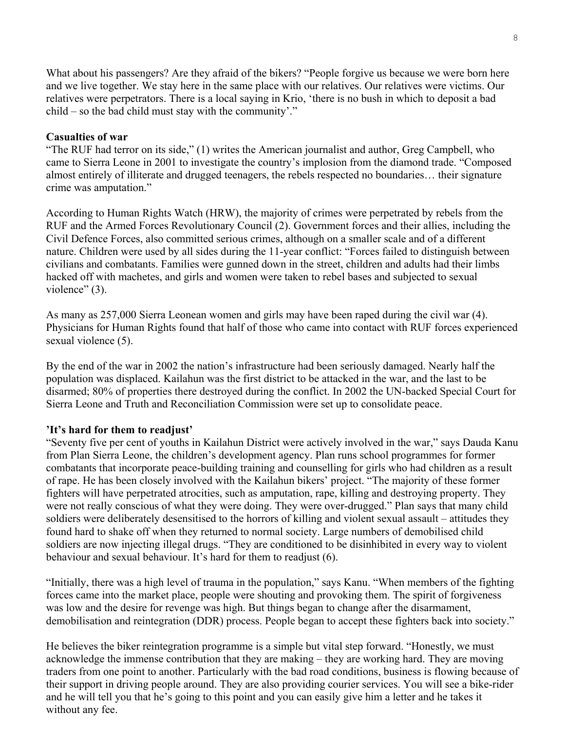What about his passengers? Are they afraid of the bikers? "People forgive us because we were born here and we live together. We stay here in the same place with our relatives. Our relatives were victims. Our relatives were perpetrators. There is a local saying in Krio, 'there is no bush in which to deposit a bad child – so the bad child must stay with the community'."

**Casualties of war**

"The RUF had terror on its side," (1) writes the American journalist and author, Greg Campbell, who came to Sierra Leone in 2001 to investigate the country's implosion from the diamond trade. "Composed almost entirely of illiterate and drugged teenagers, the rebels respected no boundaries… their signature crime was amputation."

According to Human Rights Watch (HRW), the majority of crimes were perpetrated by rebels from the RUF and the Armed Forces Revolutionary Council (2). Government forces and their allies, including the Civil Defence Forces, also committed serious crimes, although on a smaller scale and of a different nature. Children were used by all sides during the 11-year conflict: "Forces failed to distinguish between civilians and combatants. Families were gunned down in the street, children and adults had their limbs hacked off with machetes, and girls and women were taken to rebel bases and subjected to sexual violence" (3).

As many as 257,000 Sierra Leonean women and girls may have been raped during the civil war (4). Physicians for Human Rights found that half of those who came into contact with RUF forces experienced sexual violence (5).

By the end of the war in 2002 the nation's infrastructure had been seriously damaged. Nearly half the population was displaced. Kailahun was the first district to be attacked in the war, and the last to be disarmed; 80% of properties there destroyed during the conflict. In 2002 the UN-backed Special Court for Sierra Leone and Truth and Reconciliation Commission were set up to consolidate peace.

**'It's hard for them to readjust'**

"Seventy five per cent of youths in Kailahun District were actively involved in the war," says Dauda Kanu from Plan Sierra Leone, the children's development agency. Plan runs school programmes for former combatants that incorporate peace-building training and counselling for girls who had children as a result of rape. He has been closely involved with the Kailahun bikers' project. "The majority of these former fighters will have perpetrated atrocities, such as amputation, rape, killing and destroying property. They were not really conscious of what they were doing. They were over-drugged." Plan says that many child soldiers were deliberately desensitised to the horrors of killing and violent sexual assault – attitudes they found hard to shake off when they returned to normal society. Large numbers of demobilised child soldiers are now injecting illegal drugs. "They are conditioned to be disinhibited in every way to violent behaviour and sexual behaviour. It's hard for them to readjust (6).

"Initially, there was a high level of trauma in the population," says Kanu. "When members of the fighting forces came into the market place, people were shouting and provoking them. The spirit of forgiveness was low and the desire for revenge was high. But things began to change after the disarmament, demobilisation and reintegration (DDR) process. People began to accept these fighters back into society."

He believes the biker reintegration programme is a simple but vital step forward. "Honestly, we must acknowledge the immense contribution that they are making – they are working hard. They are moving traders from one point to another. Particularly with the bad road conditions, business is flowing because of their support in driving people around. They are also providing courier services. You will see a bike-rider and he will tell you that he's going to this point and you can easily give him a letter and he takes it without any fee.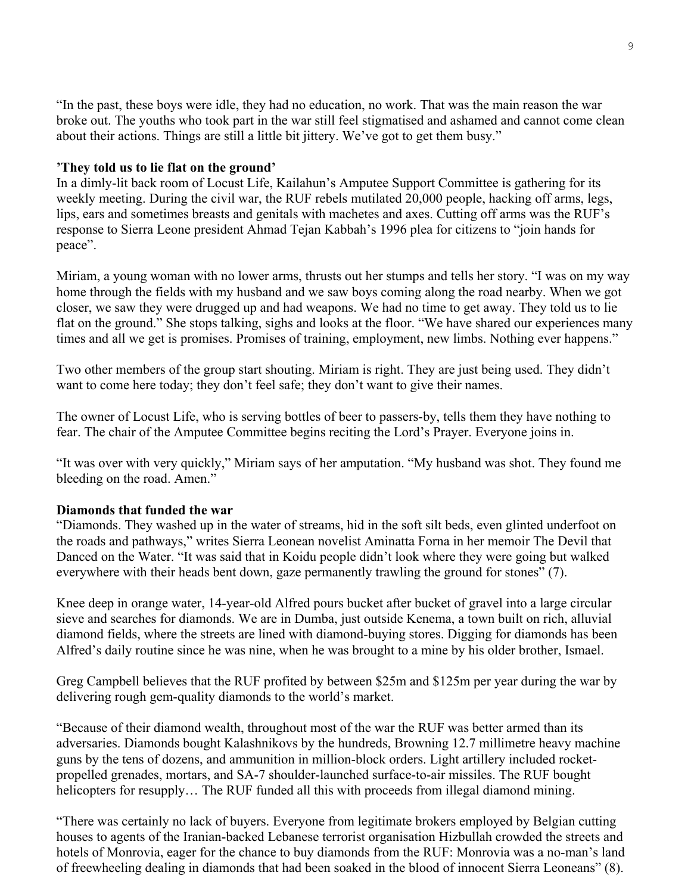"In the past, these boys were idle, they had no education, no work. That was the main reason the war broke out. The youths who took part in the war still feel stigmatised and ashamed and cannot come clean about their actions. Things are still a little bit jittery. We've got to get them busy."

**'They told us to lie flat on the ground'**

In a dimly-lit back room of Locust Life, Kailahun's Amputee Support Committee is gathering for its weekly meeting. During the civil war, the RUF rebels mutilated 20,000 people, hacking off arms, legs, lips, ears and sometimes breasts and genitals with machetes and axes. Cutting off arms was the RUF's response to Sierra Leone president Ahmad Tejan Kabbah's 1996 plea for citizens to "join hands for peace".

Miriam, a young woman with no lower arms, thrusts out her stumps and tells her story. "I was on my way home through the fields with my husband and we saw boys coming along the road nearby. When we got closer, we saw they were drugged up and had weapons. We had no time to get away. They told us to lie flat on the ground." She stops talking, sighs and looks at the floor. "We have shared our experiences many times and all we get is promises. Promises of training, employment, new limbs. Nothing ever happens."

Two other members of the group start shouting. Miriam is right. They are just being used. They didn't want to come here today; they don't feel safe; they don't want to give their names.

The owner of Locust Life, who is serving bottles of beer to passers-by, tells them they have nothing to fear. The chair of the Amputee Committee begins reciting the Lord's Prayer. Everyone joins in.

"It was over with very quickly," Miriam says of her amputation. "My husband was shot. They found me bleeding on the road. Amen."

**Diamonds that funded the war**

"Diamonds. They washed up in the water of streams, hid in the soft silt beds, even glinted underfoot on the roads and pathways," writes Sierra Leonean novelist Aminatta Forna in her memoir The Devil that Danced on the Water. "It was said that in Koidu people didn't look where they were going but walked everywhere with their heads bent down, gaze permanently trawling the ground for stones" (7).

Knee deep in orange water, 14-year-old Alfred pours bucket after bucket of gravel into a large circular sieve and searches for diamonds. We are in Dumba, just outside Kenema, a town built on rich, alluvial diamond fields, where the streets are lined with diamond-buying stores. Digging for diamonds has been Alfred's daily routine since he was nine, when he was brought to a mine by his older brother, Ismael.

Greg Campbell believes that the RUF profited by between \$25m and \$125m per year during the war by delivering rough gem-quality diamonds to the world's market.

"Because of their diamond wealth, throughout most of the war the RUF was better armed than its adversaries. Diamonds bought Kalashnikovs by the hundreds, Browning 12.7 millimetre heavy machine guns by the tens of dozens, and ammunition in million-block orders. Light artillery included rocket-propelled grenades, mortars, and SA-7 shoulder-launched surface-to-air missiles. The RUF bought helicopters for resupply… The RUF funded all this with proceeds from illegal diamond mining.

"There was certainly no lack of buyers. Everyone from legitimate brokers employed by Belgian cutting houses to agents of the Iranian-backed Lebanese terrorist organisation Hizbullah crowded the streets and hotels of Monrovia, eager for the chance to buy diamonds from the RUF: Monrovia was a no-man's land of freewheeling dealing in diamonds that had been soaked in the blood of innocent Sierra Leoneans" (8).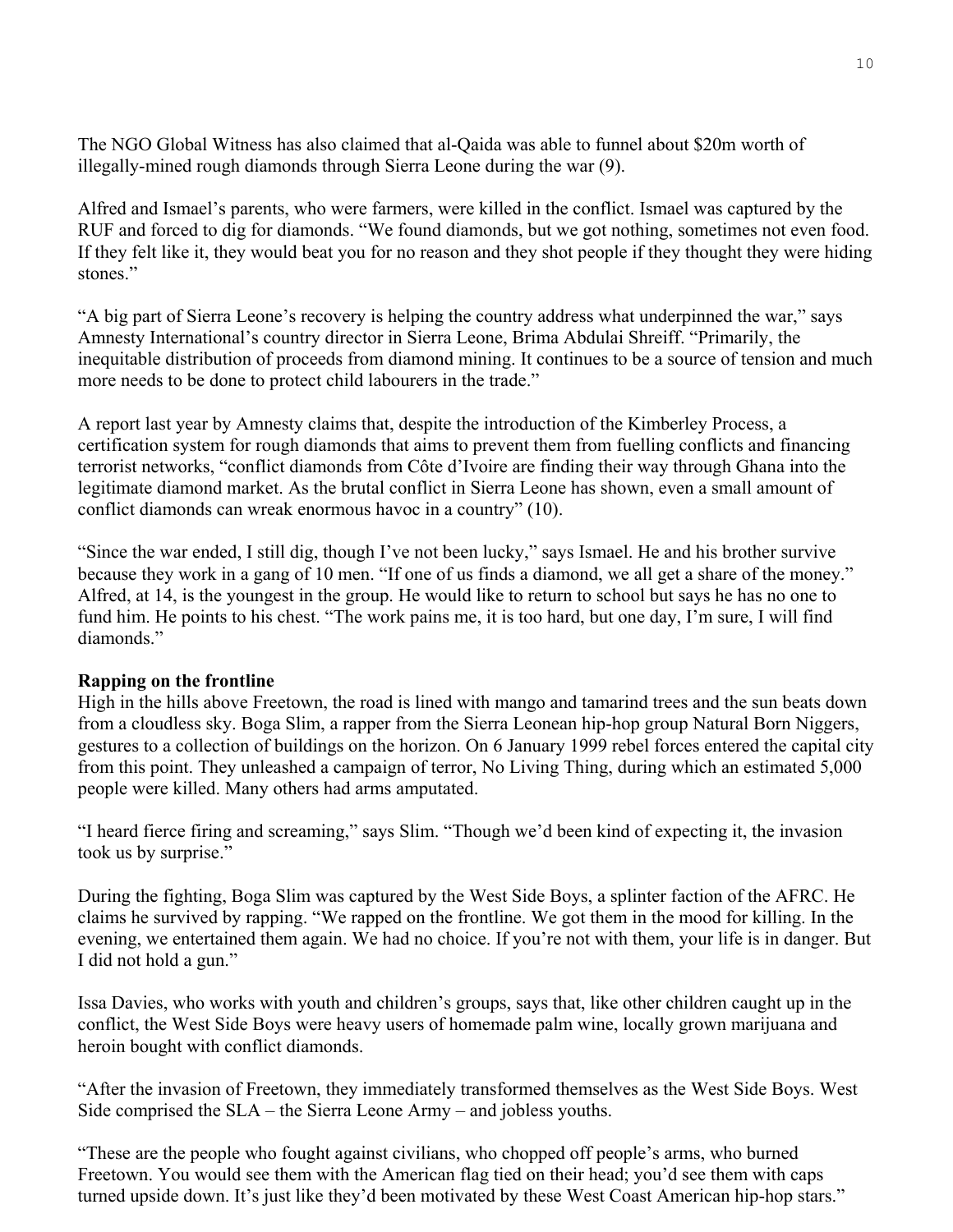The NGO Global Witness has also claimed that al-Qaida was able to funnel about $20m worth of illegally-mined rough diamonds through Sierra Leone during the war (9).

Alfred and Ismael's parents, who were farmers, were killed in the conflict. Ismael was captured by the RUF and forced to dig for diamonds. "We found diamonds, but we got nothing, sometimes not even food. If they felt like it, they would beat you for no reason and they shot people if they thought they were hiding stones."

"A big part of Sierra Leone's recovery is helping the country address what underpinned the war," says Amnesty International's country director in Sierra Leone, Brima Abdulai Shreiff. "Primarily, the inequitable distribution of proceeds from diamond mining. It continues to be a source of tension and much more needs to be done to protect child labourers in the trade."

A report last year by Amnesty claims that, despite the introduction of the Kimberley Process, a certification system for rough diamonds that aims to prevent them from fuelling conflicts and financing terrorist networks, "conflict diamonds from Côte d'Ivoire are finding their way through Ghana into the legitimate diamond market. As the brutal conflict in Sierra Leone has shown, even a small amount of conflict diamonds can wreak enormous havoc in a country" (10).

"Since the war ended, I still dig, though I've not been lucky," says Ismael. He and his brother survive because they work in a gang of 10 men. "If one of us finds a diamond, we all get a share of the money." Alfred, at 14, is the youngest in the group. He would like to return to school but says he has no one to fund him. He points to his chest. "The work pains me, it is too hard, but one day, I'm sure, I will find diamonds."

**Rapping on the frontline**

High in the hills above Freetown, the road is lined with mango and tamarind trees and the sun beats down from a cloudless sky. Boga Slim, a rapper from the Sierra Leonean hip-hop group Natural Born Niggers, gestures to a collection of buildings on the horizon. On 6 January 1999 rebel forces entered the capital city from this point. They unleashed a campaign of terror, No Living Thing, during which an estimated 5,000 people were killed. Many others had arms amputated.

"I heard fierce firing and screaming," says Slim. "Though we'd been kind of expecting it, the invasion took us by surprise."

During the fighting, Boga Slim was captured by the West Side Boys, a splinter faction of the AFRC. He claims he survived by rapping. "We rapped on the frontline. We got them in the mood for killing. In the evening, we entertained them again. We had no choice. If you're not with them, your life is in danger. But I did not hold a gun."

Issa Davies, who works with youth and children's groups, says that, like other children caught up in the conflict, the West Side Boys were heavy users of homemade palm wine, locally grown marijuana and heroin bought with conflict diamonds.

"After the invasion of Freetown, they immediately transformed themselves as the West Side Boys. West Side comprised the SLA – the Sierra Leone Army – and jobless youths.

"These are the people who fought against civilians, who chopped off people's arms, who burned Freetown. You would see them with the American flag tied on their head; you'd see them with caps turned upside down. It's just like they'd been motivated by these West Coast American hip-hop stars."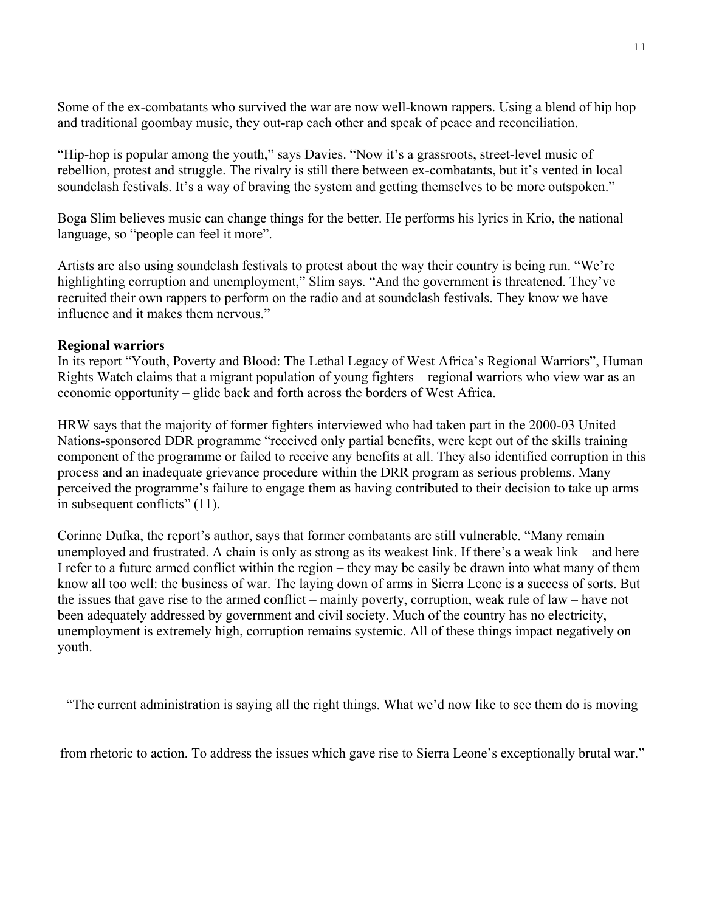Some of the ex-combatants who survived the war are now well-known rappers. Using a blend of hip hop and traditional goombay music, they out-rap each other and speak of peace and reconciliation.

"Hip-hop is popular among the youth," says Davies. "Now it's a grassroots, street-level music of rebellion, protest and struggle. The rivalry is still there between ex-combatants, but it's vented in local soundclash festivals. It's a way of braving the system and getting themselves to be more outspoken."

Boga Slim believes music can change things for the better. He performs his lyrics in Krio, the national language, so "people can feel it more".

Artists are also using soundclash festivals to protest about the way their country is being run. "We're highlighting corruption and unemployment," Slim says. "And the government is threatened. They've recruited their own rappers to perform on the radio and at soundclash festivals. They know we have influence and it makes them nervous."

**Regional warriors**

In its report "Youth, Poverty and Blood: The Lethal Legacy of West Africa's Regional Warriors", Human Rights Watch claims that a migrant population of young fighters – regional warriors who view war as an economic opportunity – glide back and forth across the borders of West Africa.

HRW says that the majority of former fighters interviewed who had taken part in the 2000-03 United Nations-sponsored DDR programme "received only partial benefits, were kept out of the skills training component of the programme or failed to receive any benefits at all. They also identified corruption in this process and an inadequate grievance procedure within the DRR program as serious problems. Many perceived the programme's failure to engage them as having contributed to their decision to take up arms in subsequent conflicts" (11).

Corinne Dufka, the report's author, says that former combatants are still vulnerable. "Many remain unemployed and frustrated. A chain is only as strong as its weakest link. If there's a weak link – and here I refer to a future armed conflict within the region – they may be easily be drawn into what many of them know all too well: the business of war. The laying down of arms in Sierra Leone is a success of sorts. But the issues that gave rise to the armed conflict – mainly poverty, corruption, weak rule of law – have not been adequately addressed by government and civil society. Much of the country has no electricity, unemployment is extremely high, corruption remains systemic. All of these things impact negatively on youth.

"The current administration is saying all the right things. What we'd now like to see them do is moving from rhetoric to action. To address the issues which gave rise to Sierra Leone's exceptionally brutal war."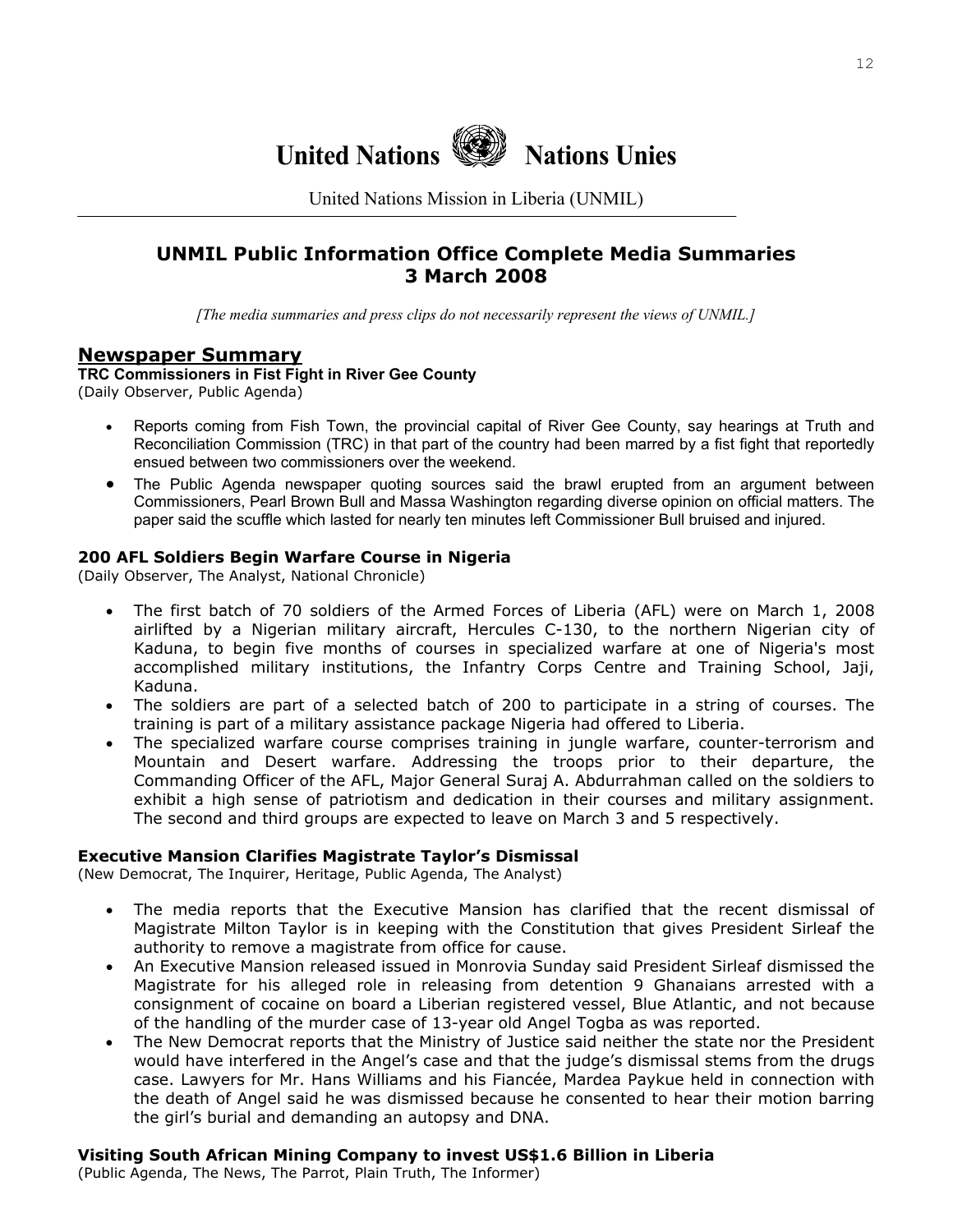# United Nations Nations Unies

United Nations Mission in Liberia (UNMIL)

## UNMIL Public Information Office Complete Media Summaries 3 March 2008

*[The media summaries and press clips do not necessarily represent the views of UNMIL.]*

## Newspaper Summary

**TRC Commissioners in Fist Fight in River Gee County**
(Daily Observer, Public Agenda)

- Reports coming from Fish Town, the provincial capital of River Gee County, say hearings at Truth and Reconciliation Commission (TRC) in that part of the country had been marred by a fist fight that reportedly ensued between two commissioners over the weekend.
- The Public Agenda newspaper quoting sources said the brawl erupted from an argument between Commissioners, Pearl Brown Bull and Massa Washington regarding diverse opinion on official matters. The paper said the scuffle which lasted for nearly ten minutes left Commissioner Bull bruised and injured.

**200 AFL Soldiers Begin Warfare Course in Nigeria**
(Daily Observer, The Analyst, National Chronicle)

- The first batch of 70 soldiers of the Armed Forces of Liberia (AFL) were on March 1, 2008 airlifted by a Nigerian military aircraft, Hercules C-130, to the northern Nigerian city of Kaduna, to begin five months of courses in specialized warfare at one of Nigeria's most accomplished military institutions, the Infantry Corps Centre and Training School, Jaji, Kaduna.
- The soldiers are part of a selected batch of 200 to participate in a string of courses. The training is part of a military assistance package Nigeria had offered to Liberia.
- The specialized warfare course comprises training in jungle warfare, counter-terrorism and Mountain and Desert warfare. Addressing the troops prior to their departure, the Commanding Officer of the AFL, Major General Suraj A. Abdurrahman called on the soldiers to exhibit a high sense of patriotism and dedication in their courses and military assignment. The second and third groups are expected to leave on March 3 and 5 respectively.

**Executive Mansion Clarifies Magistrate Taylor's Dismissal**
(New Democrat, The Inquirer, Heritage, Public Agenda, The Analyst)

- The media reports that the Executive Mansion has clarified that the recent dismissal of Magistrate Milton Taylor is in keeping with the Constitution that gives President Sirleaf the authority to remove a magistrate from office for cause.
- An Executive Mansion released issued in Monrovia Sunday said President Sirleaf dismissed the Magistrate for his alleged role in releasing from detention 9 Ghanaians arrested with a consignment of cocaine on board a Liberian registered vessel, Blue Atlantic, and not because of the handling of the murder case of 13-year old Angel Togba as was reported.
- The New Democrat reports that the Ministry of Justice said neither the state nor the President would have interfered in the Angel's case and that the judge's dismissal stems from the drugs case. Lawyers for Mr. Hans Williams and his Fiancée, Mardea Paykue held in connection with the death of Angel said he was dismissed because he consented to hear their motion barring the girl's burial and demanding an autopsy and DNA.

**Visiting South African Mining Company to invest US$1.6 Billion in Liberia**
(Public Agenda, The News, The Parrot, Plain Truth, The Informer)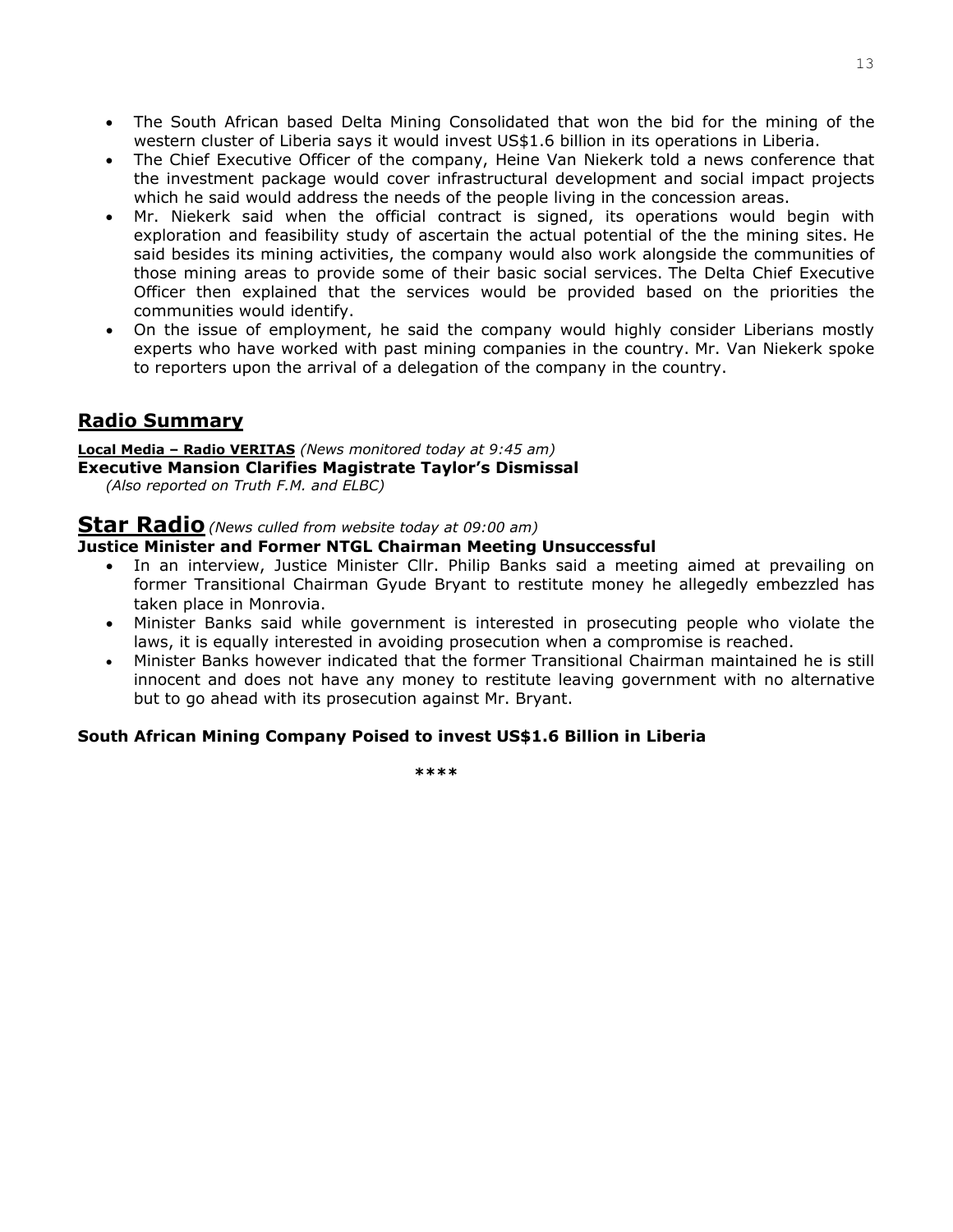- The South African based Delta Mining Consolidated that won the bid for the mining of the western cluster of Liberia says it would invest US$1.6 billion in its operations in Liberia.
- The Chief Executive Officer of the company, Heine Van Niekerk told a news conference that the investment package would cover infrastructural development and social impact projects which he said would address the needs of the people living in the concession areas.
- Mr. Niekerk said when the official contract is signed, its operations would begin with exploration and feasibility study of ascertain the actual potential of the the mining sites. He said besides its mining activities, the company would also work alongside the communities of those mining areas to provide some of their basic social services. The Delta Chief Executive Officer then explained that the services would be provided based on the priorities the communities would identify.
- On the issue of employment, he said the company would highly consider Liberians mostly experts who have worked with past mining companies in the country. Mr. Van Niekerk spoke to reporters upon the arrival of a delegation of the company in the country.

## Radio Summary

**Local Media – Radio VERITAS** *(News monitored today at 9:45 am)*

**Executive Mansion Clarifies Magistrate Taylor's Dismissal**

*(Also reported on Truth F.M. and ELBC)*

## Star Radio *(News culled from website today at 09:00 am)*

**Justice Minister and Former NTGL Chairman Meeting Unsuccessful**

- In an interview, Justice Minister Cllr. Philip Banks said a meeting aimed at prevailing on former Transitional Chairman Gyude Bryant to restitute money he allegedly embezzled has taken place in Monrovia.
- Minister Banks said while government is interested in prosecuting people who violate the laws, it is equally interested in avoiding prosecution when a compromise is reached.
- Minister Banks however indicated that the former Transitional Chairman maintained he is still innocent and does not have any money to restitute leaving government with no alternative but to go ahead with its prosecution against Mr. Bryant.

**South African Mining Company Poised to invest US$1.6 Billion in Liberia**

****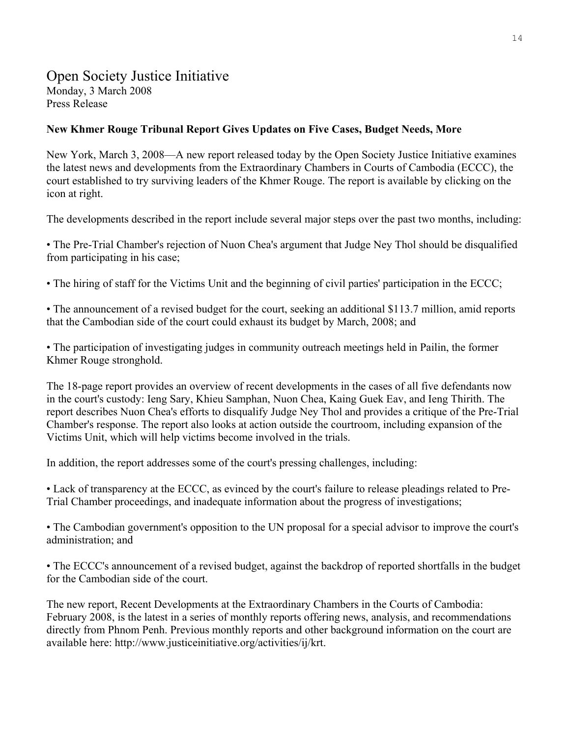# Open Society Justice Initiative

Monday, 3 March 2008
Press Release

**New Khmer Rouge Tribunal Report Gives Updates on Five Cases, Budget Needs, More**

New York, March 3, 2008—A new report released today by the Open Society Justice Initiative examines the latest news and developments from the Extraordinary Chambers in Courts of Cambodia (ECCC), the court established to try surviving leaders of the Khmer Rouge. The report is available by clicking on the icon at right.

The developments described in the report include several major steps over the past two months, including:

• The Pre-Trial Chamber's rejection of Nuon Chea's argument that Judge Ney Thol should be disqualified from participating in his case;

• The hiring of staff for the Victims Unit and the beginning of civil parties' participation in the ECCC;

• The announcement of a revised budget for the court, seeking an additional $113.7 million, amid reports that the Cambodian side of the court could exhaust its budget by March, 2008; and

• The participation of investigating judges in community outreach meetings held in Pailin, the former Khmer Rouge stronghold.

The 18-page report provides an overview of recent developments in the cases of all five defendants now in the court's custody: Ieng Sary, Khieu Samphan, Nuon Chea, Kaing Guek Eav, and Ieng Thirith. The report describes Nuon Chea's efforts to disqualify Judge Ney Thol and provides a critique of the Pre-Trial Chamber's response. The report also looks at action outside the courtroom, including expansion of the Victims Unit, which will help victims become involved in the trials.

In addition, the report addresses some of the court's pressing challenges, including:

• Lack of transparency at the ECCC, as evinced by the court's failure to release pleadings related to Pre-Trial Chamber proceedings, and inadequate information about the progress of investigations;

• The Cambodian government's opposition to the UN proposal for a special advisor to improve the court's administration; and

• The ECCC's announcement of a revised budget, against the backdrop of reported shortfalls in the budget for the Cambodian side of the court.

The new report, Recent Developments at the Extraordinary Chambers in the Courts of Cambodia: February 2008, is the latest in a series of monthly reports offering news, analysis, and recommendations directly from Phnom Penh. Previous monthly reports and other background information on the court are available here: http://www.justiceinitiative.org/activities/ij/krt.